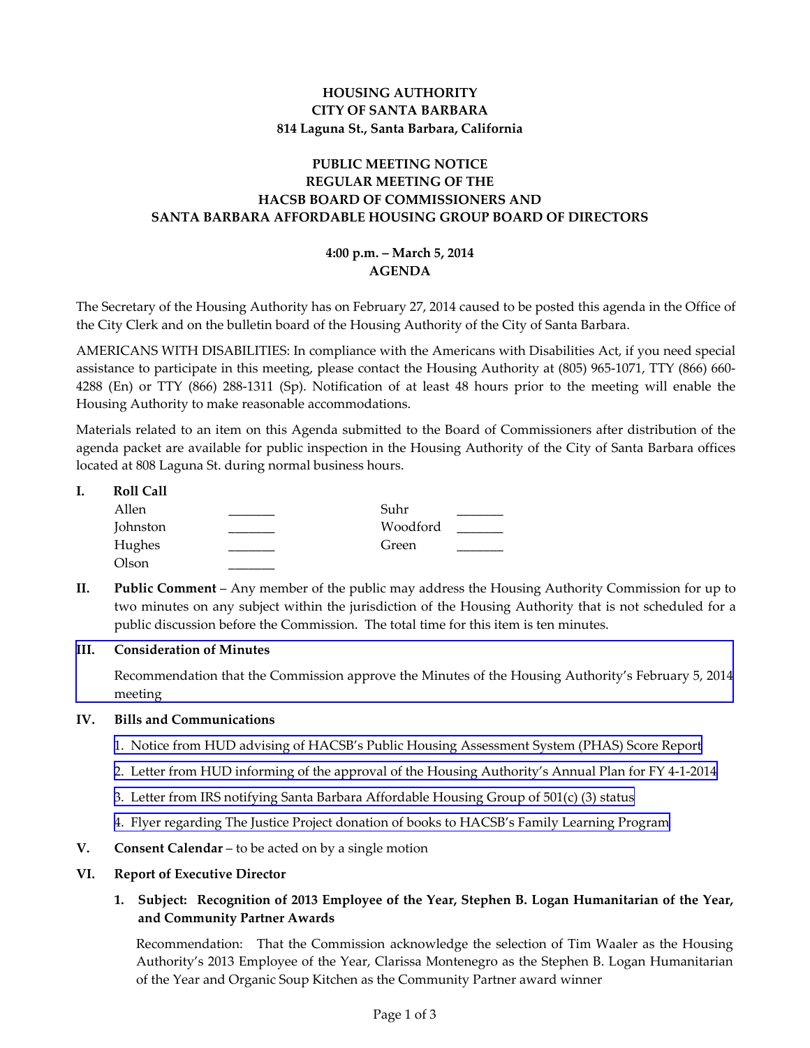**HOUSING AUTHORITY**
**CITY OF SANTA BARBARA**
**814 Laguna St., Santa Barbara, California**

**PUBLIC MEETING NOTICE**
**REGULAR MEETING OF THE**
**HACSB BOARD OF COMMISSIONERS AND**
**SANTA BARBARA AFFORDABLE HOUSING GROUP BOARD OF DIRECTORS**

**4:00 p.m. – March 5, 2014**
**AGENDA**

The Secretary of the Housing Authority has on February 27, 2014 caused to be posted this agenda in the Office of the City Clerk and on the bulletin board of the Housing Authority of the City of Santa Barbara.

AMERICANS WITH DISABILITIES: In compliance with the Americans with Disabilities Act, if you need special assistance to participate in this meeting, please contact the Housing Authority at (805) 965-1071, TTY (866) 660-4288 (En) or TTY (866) 288-1311 (Sp). Notification of at least 48 hours prior to the meeting will enable the Housing Authority to make reasonable accommodations.

Materials related to an item on this Agenda submitted to the Board of Commissioners after distribution of the agenda packet are available for public inspection in the Housing Authority of the City of Santa Barbara offices located at 808 Laguna St. during normal business hours.

**I. Roll Call**

| | | | |
|---|---|---|---|
| Allen | _______ | Suhr | _______ |
| Johnston | _______ | Woodford | _______ |
| Hughes | _______ | Green | _______ |
| Olson | _______ | | |

**II. Public Comment** – Any member of the public may address the Housing Authority Commission for up to two minutes on any subject within the jurisdiction of the Housing Authority that is not scheduled for a public discussion before the Commission. The total time for this item is ten minutes.

**III. Consideration of Minutes**

Recommendation that the Commission approve the Minutes of the Housing Authority's February 5, 2014 meeting

**IV. Bills and Communications**

1. Notice from HUD advising of HACSB's Public Housing Assessment System (PHAS) Score Report
2. Letter from HUD informing of the approval of the Housing Authority's Annual Plan for FY 4-1-2014
3. Letter from IRS notifying Santa Barbara Affordable Housing Group of 501(c) (3) status
4. Flyer regarding The Justice Project donation of books to HACSB's Family Learning Program

**V. Consent Calendar** – to be acted on by a single motion

**VI. Report of Executive Director**

1. **Subject: Recognition of 2013 Employee of the Year, Stephen B. Logan Humanitarian of the Year, and Community Partner Awards**

   Recommendation: That the Commission acknowledge the selection of Tim Waaler as the Housing Authority's 2013 Employee of the Year, Clarissa Montenegro as the Stephen B. Logan Humanitarian of the Year and Organic Soup Kitchen as the Community Partner award winner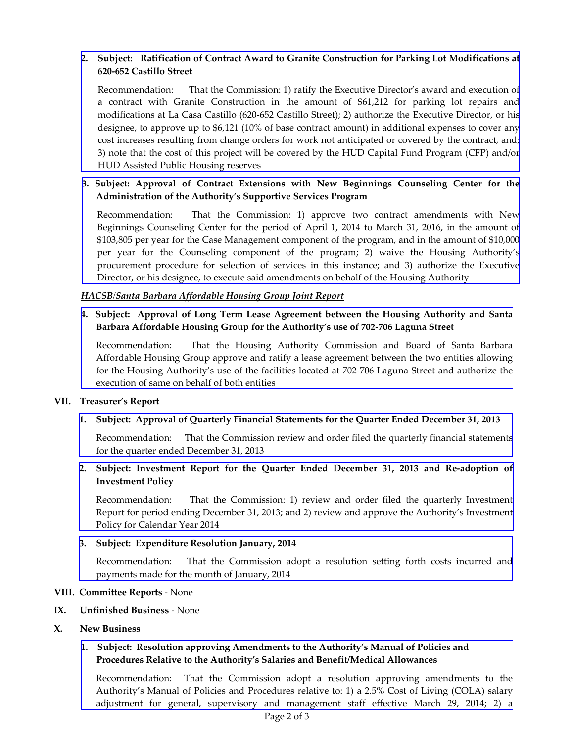2. **Subject: Ratification of Contract Award to Granite Construction for Parking Lot Modifications at 620-652 Castillo Street**

   Recommendation: That the Commission: 1) ratify the Executive Director's award and execution of a contract with Granite Construction in the amount of $61,212 for parking lot repairs and modifications at La Casa Castillo (620-652 Castillo Street); 2) authorize the Executive Director, or his designee, to approve up to $6,121 (10% of base contract amount) in additional expenses to cover any cost increases resulting from change orders for work not anticipated or covered by the contract, and; 3) note that the cost of this project will be covered by the HUD Capital Fund Program (CFP) and/or HUD Assisted Public Housing reserves

3. **Subject: Approval of Contract Extensions with New Beginnings Counseling Center for the Administration of the Authority's Supportive Services Program**

   Recommendation: That the Commission: 1) approve two contract amendments with New Beginnings Counseling Center for the period of April 1, 2014 to March 31, 2016, in the amount of $103,805 per year for the Case Management component of the program, and in the amount of $10,000 per year for the Counseling component of the program; 2) waive the Housing Authority's procurement procedure for selection of services in this instance; and 3) authorize the Executive Director, or his designee, to execute said amendments on behalf of the Housing Authority

***HACSB/Santa Barbara Affordable Housing Group Joint Report***

4. **Subject: Approval of Long Term Lease Agreement between the Housing Authority and Santa Barbara Affordable Housing Group for the Authority's use of 702-706 Laguna Street**

   Recommendation: That the Housing Authority Commission and Board of Santa Barbara Affordable Housing Group approve and ratify a lease agreement between the two entities allowing for the Housing Authority's use of the facilities located at 702-706 Laguna Street and authorize the execution of same on behalf of both entities

**VII. Treasurer's Report**

1. **Subject: Approval of Quarterly Financial Statements for the Quarter Ended December 31, 2013**

   Recommendation: That the Commission review and order filed the quarterly financial statements for the quarter ended December 31, 2013

2. **Subject: Investment Report for the Quarter Ended December 31, 2013 and Re-adoption of Investment Policy**

   Recommendation: That the Commission: 1) review and order filed the quarterly Investment Report for period ending December 31, 2013; and 2) review and approve the Authority's Investment Policy for Calendar Year 2014

3. **Subject: Expenditure Resolution January, 2014**

   Recommendation: That the Commission adopt a resolution setting forth costs incurred and payments made for the month of January, 2014

**VIII. Committee Reports** - None

**IX. Unfinished Business** - None

**X. New Business**

1. **Subject: Resolution approving Amendments to the Authority's Manual of Policies and Procedures Relative to the Authority's Salaries and Benefit/Medical Allowances**

   Recommendation: That the Commission adopt a resolution approving amendments to the Authority's Manual of Policies and Procedures relative to: 1) a 2.5% Cost of Living (COLA) salary adjustment for general, supervisory and management staff effective March 29, 2014; 2) a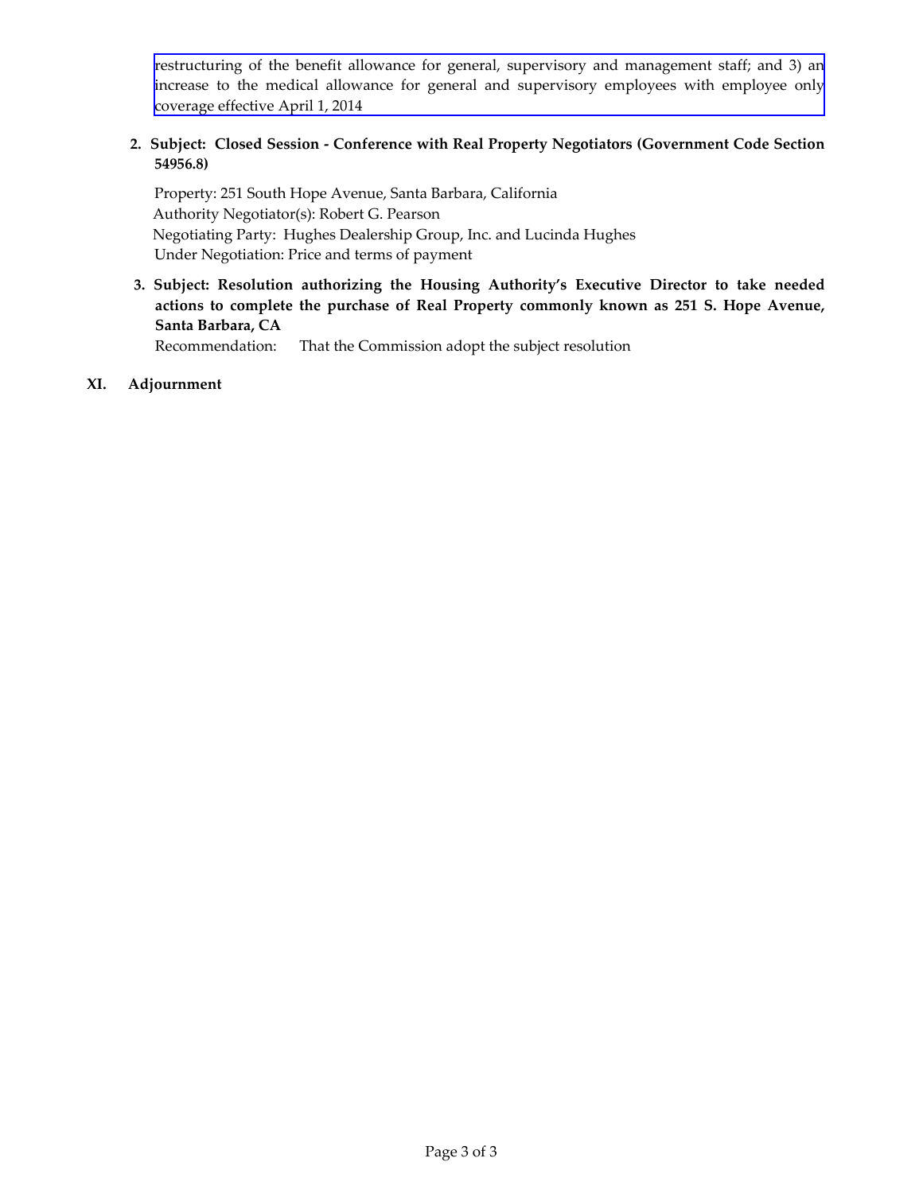restructuring of the benefit allowance for general, supervisory and management staff; and 3) an increase to the medical allowance for general and supervisory employees with employee only coverage effective April 1, 2014

2. **Subject: Closed Session - Conference with Real Property Negotiators (Government Code Section 54956.8)**

   Property: 251 South Hope Avenue, Santa Barbara, California
   Authority Negotiator(s): Robert G. Pearson
   Negotiating Party: Hughes Dealership Group, Inc. and Lucinda Hughes
   Under Negotiation: Price and terms of payment

3. **Subject: Resolution authorizing the Housing Authority's Executive Director to take needed actions to complete the purchase of Real Property commonly known as 251 S. Hope Avenue, Santa Barbara, CA**
   Recommendation: That the Commission adopt the subject resolution

## XI. Adjournment